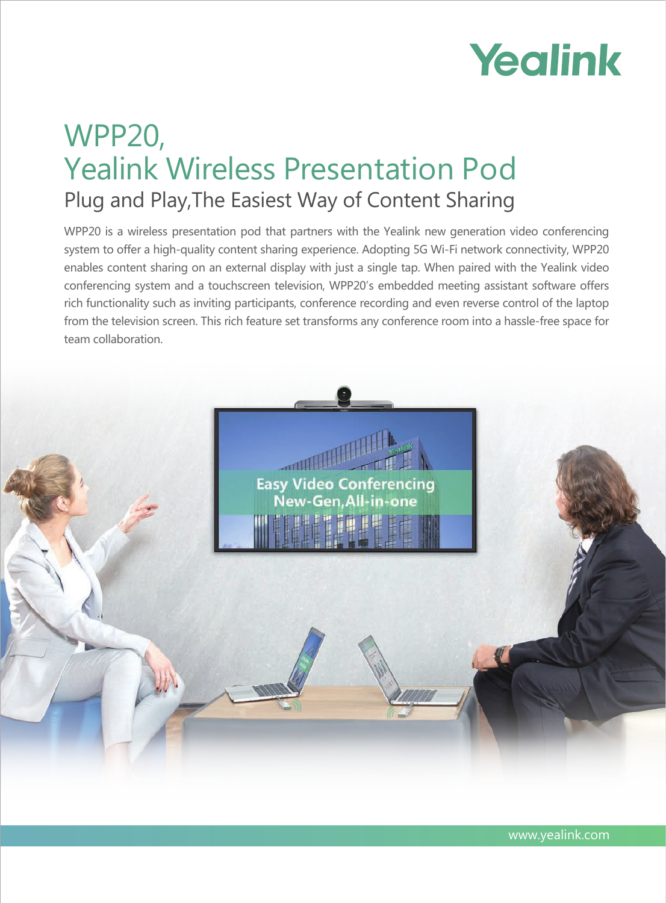Yealink

# WPP20, Yealink Wireless Presentation Pod

## Plug and Play,The Easiest Way of Content Sharing

WPP20 is a wireless presentation pod that partners with the Yealink new generation video conferencing system to offer a high-quality content sharing experience. Adopting 5G Wi-Fi network connectivity, WPP20 enables content sharing on an external display with just a single tap. When paired with the Yealink video conferencing system and a touchscreen television, WPP20's embedded meeting assistant software offers rich functionality such as inviting participants, conference recording and even reverse control of the laptop from the television screen. This rich feature set transforms any conference room into a hassle-free space for team collaboration.

www.yealink.com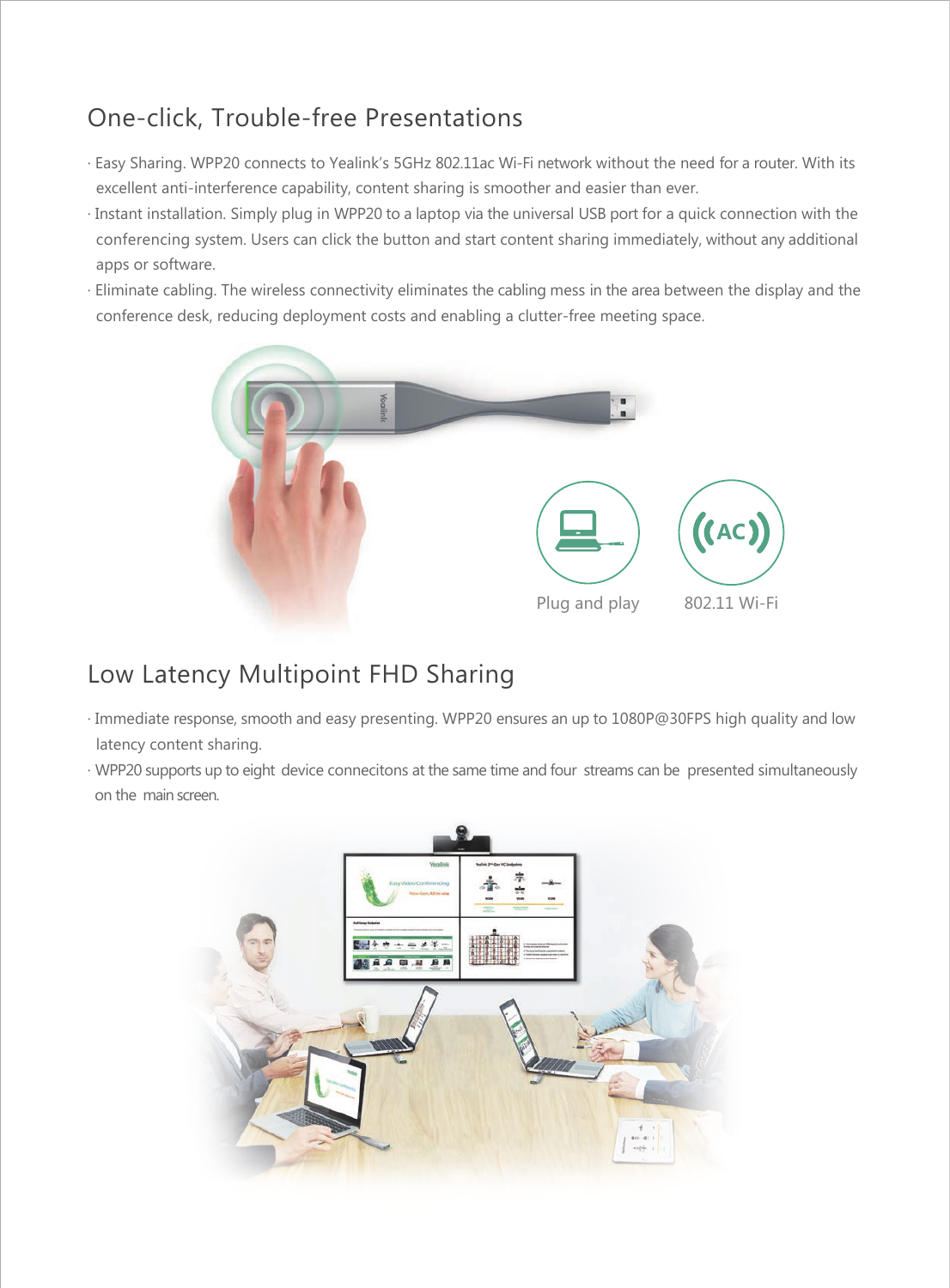## One-click, Trouble-free Presentations

· Easy Sharing. WPP20 connects to Yealink's 5GHz 802.11ac Wi-Fi network without the need for a router. With its excellent anti-interference capability, content sharing is smoother and easier than ever.

· Instant installation. Simply plug in WPP20 to a laptop via the universal USB port for a quick connection with the conferencing system. Users can click the button and start content sharing immediately, without any additional apps or software.

· Eliminate cabling. The wireless connectivity eliminates the cabling mess in the area between the display and the conference desk, reducing deployment costs and enabling a clutter-free meeting space.

Plug and play

802.11 Wi-Fi

## Low Latency Multipoint FHD Sharing

· Immediate response, smooth and easy presenting. WPP20 ensures an up to 1080P@30FPS high quality and low latency content sharing.

· WPP20 supports up to eight device connecitons at the same time and four streams can be presented simultaneously on the main screen.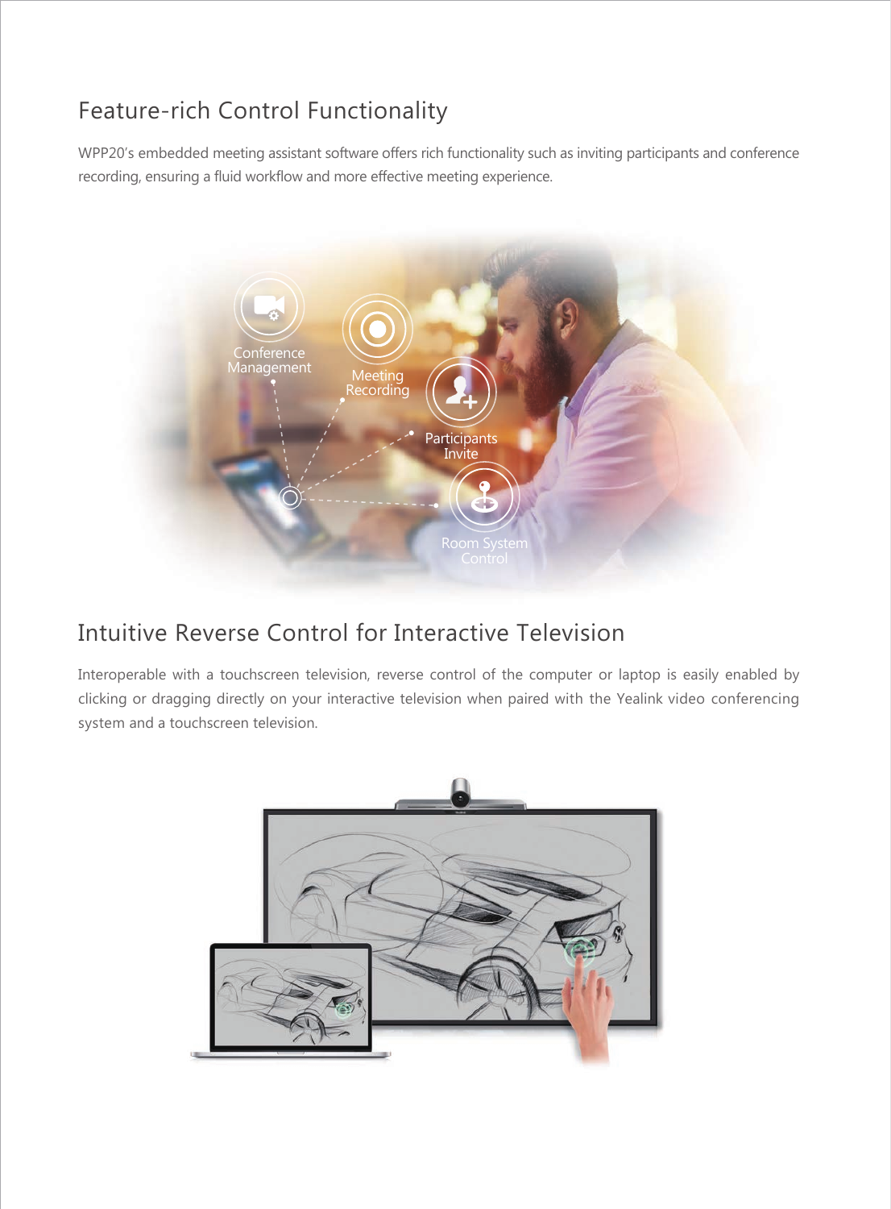## Feature-rich Control Functionality

WPP20's embedded meeting assistant software offers rich functionality such as inviting participants and conference recording, ensuring a fluid workflow and more effective meeting experience.

## Intuitive Reverse Control for Interactive Television

Interoperable with a touchscreen television, reverse control of the computer or laptop is easily enabled by clicking or dragging directly on your interactive television when paired with the Yealink video conferencing system and a touchscreen television.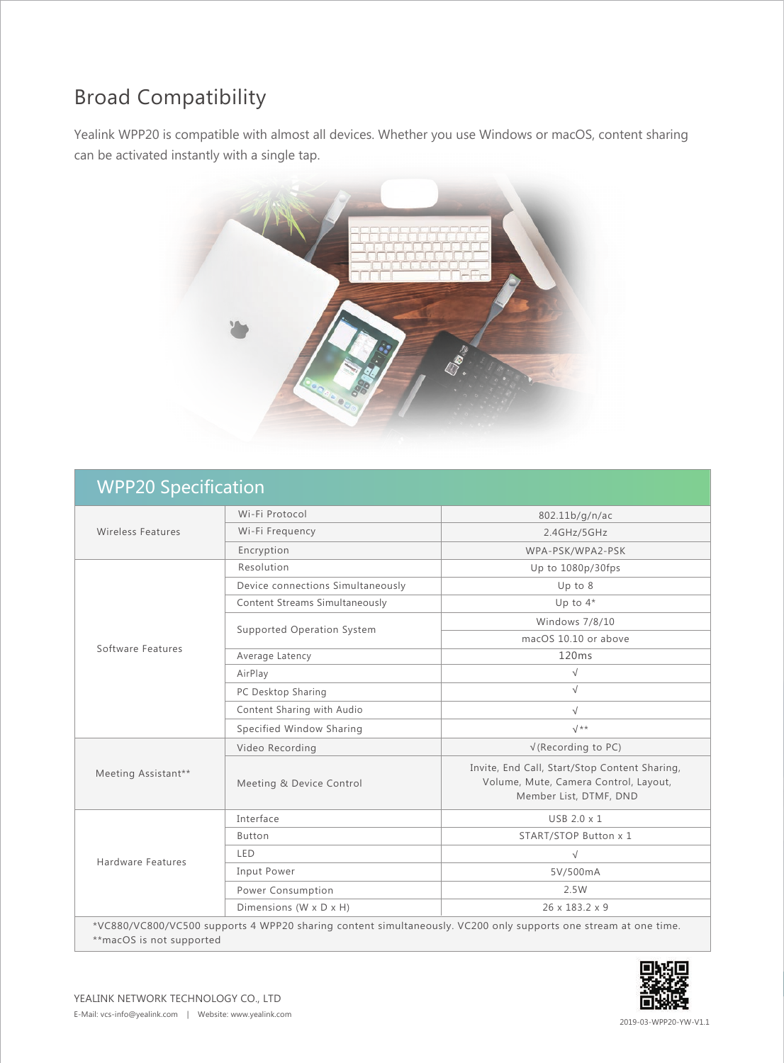## Broad Compatibility

Yealink WPP20 is compatible with almost all devices. Whether you use Windows or macOS, content sharing can be activated instantly with a single tap.

## WPP20 Specification

| | | |
|---|---|---|
| Wireless Features | Wi-Fi Protocol | 802.11b/g/n/ac |
| | Wi-Fi Frequency | 2.4GHz/5GHz |
| | Encryption | WPA-PSK/WPA2-PSK |
| Software Features | Resolution | Up to 1080p/30fps |
| | Device connections Simultaneously | Up to 8 |
| | Content Streams Simultaneously | Up to 4* |
| | Supported Operation System | Windows 7/8/10 |
| | | macOS 10.10 or above |
| | Average Latency | 120ms |
| | AirPlay | √ |
| | PC Desktop Sharing | √ |
| | Content Sharing with Audio | √ |
| | Specified Window Sharing | √** |
| Meeting Assistant** | Video Recording | √(Recording to PC) |
| | Meeting & Device Control | Invent, End Call, Start/Stop Content Sharing, Volume, Mute, Camera Control, Layout, Member List, DTMF, DND |
| Hardware Features | Interface | USB 2.0 x 1 |
| | Button | START/STOP Button x 1 |
| | LED | √ |
| | Input Power | 5V/500mA |
| | Power Consumption | 2.5W |
| | Dimensions (W x D x H) | 26 x 183.2 x 9 |

*VC880/VC800/VC500 supports 4 WPP20 sharing content simultaneously. VC200 only supports one stream at one time.
**macOS is not supported

YEALINK NETWORK TECHNOLOGY CO., LTD

E-Mail: vcs-info@yealink.com | Website: www.yealink.com

2019-03-WPP20-YW-V1.1